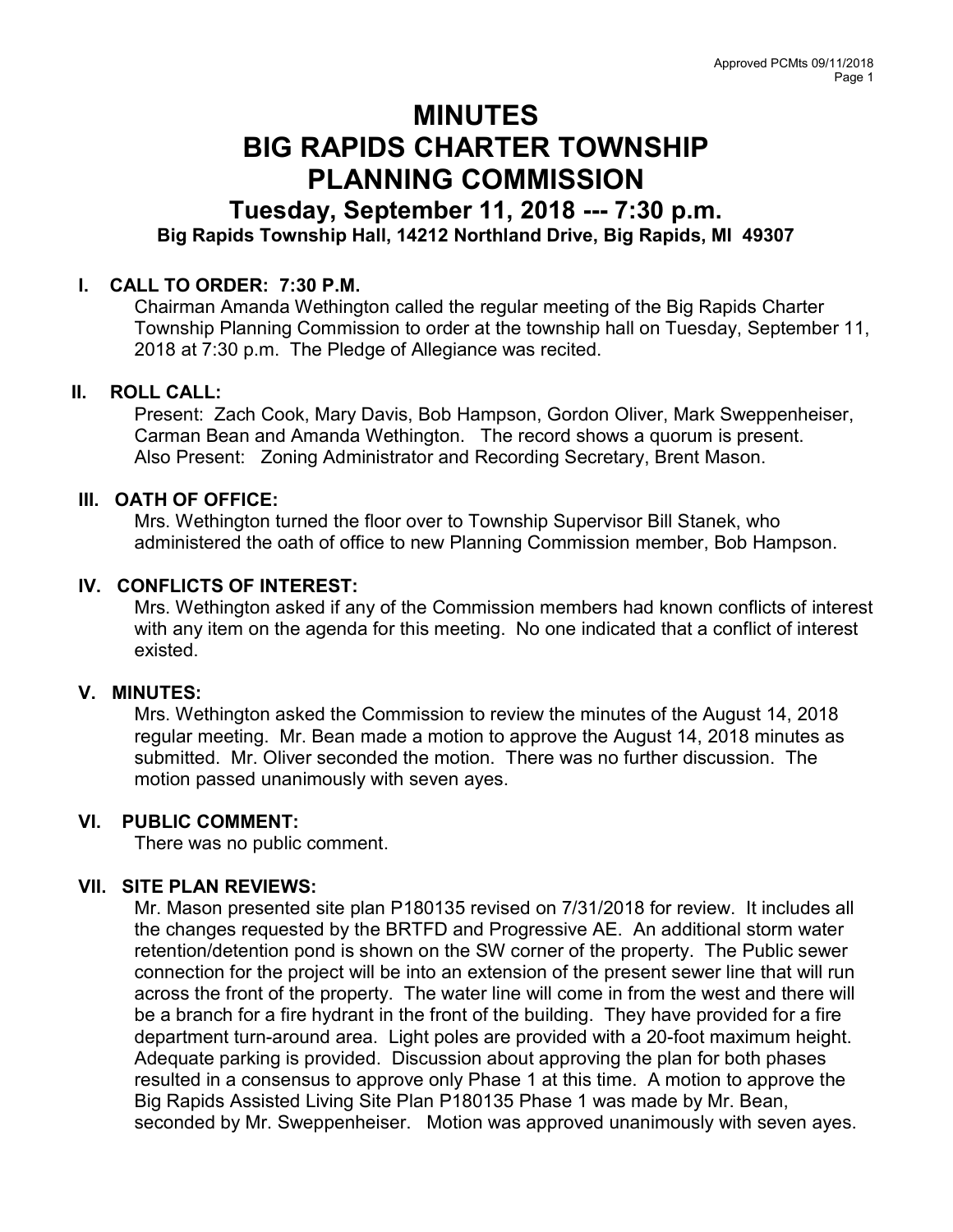# MINUTES
# BIG RAPIDS CHARTER TOWNSHIP
# PLANNING COMMISSION

## Tuesday, September 11, 2018 --- 7:30 p.m.

**Big Rapids Township Hall, 14212 Northland Drive, Big Rapids, MI 49307**

### I. CALL TO ORDER: 7:30 P.M.

Chairman Amanda Wethington called the regular meeting of the Big Rapids Charter Township Planning Commission to order at the township hall on Tuesday, September 11, 2018 at 7:30 p.m. The Pledge of Allegiance was recited.

### II. ROLL CALL:

Present: Zach Cook, Mary Davis, Bob Hampson, Gordon Oliver, Mark Sweppenheiser, Carman Bean and Amanda Wethington. The record shows a quorum is present.
Also Present: Zoning Administrator and Recording Secretary, Brent Mason.

### III. OATH OF OFFICE:

Mrs. Wethington turned the floor over to Township Supervisor Bill Stanek, who administered the oath of office to new Planning Commission member, Bob Hampson.

### IV. CONFLICTS OF INTEREST:

Mrs. Wethington asked if any of the Commission members had known conflicts of interest with any item on the agenda for this meeting. No one indicated that a conflict of interest existed.

### V. MINUTES:

Mrs. Wethington asked the Commission to review the minutes of the August 14, 2018 regular meeting. Mr. Bean made a motion to approve the August 14, 2018 minutes as submitted. Mr. Oliver seconded the motion. There was no further discussion. The motion passed unanimously with seven ayes.

### VI. PUBLIC COMMENT:

There was no public comment.

### VII. SITE PLAN REVIEWS:

Mr. Mason presented site plan P180135 revised on 7/31/2018 for review. It includes all the changes requested by the BRTFD and Progressive AE. An additional storm water retention/detention pond is shown on the SW corner of the property. The Public sewer connection for the project will be into an extension of the present sewer line that will run across the front of the property. The water line will come in from the west and there will be a branch for a fire hydrant in the front of the building. They have provided for a fire department turn-around area. Light poles are provided with a 20-foot maximum height. Adequate parking is provided. Discussion about approving the plan for both phases resulted in a consensus to approve only Phase 1 at this time. A motion to approve the Big Rapids Assisted Living Site Plan P180135 Phase 1 was made by Mr. Bean, seconded by Mr. Sweppenheiser. Motion was approved unanimously with seven ayes.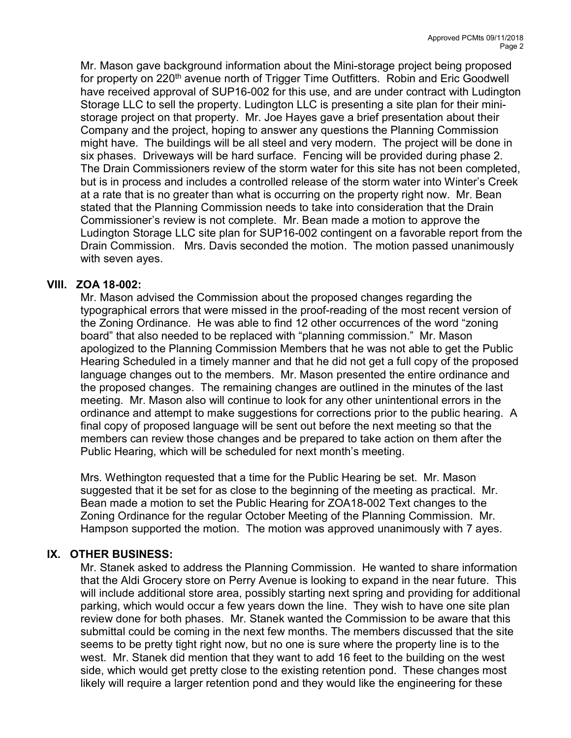Mr. Mason gave background information about the Mini-storage project being proposed for property on 220th avenue north of Trigger Time Outfitters. Robin and Eric Goodwell have received approval of SUP16-002 for this use, and are under contract with Ludington Storage LLC to sell the property. Ludington LLC is presenting a site plan for their mini-storage project on that property. Mr. Joe Hayes gave a brief presentation about their Company and the project, hoping to answer any questions the Planning Commission might have. The buildings will be all steel and very modern. The project will be done in six phases. Driveways will be hard surface. Fencing will be provided during phase 2. The Drain Commissioners review of the storm water for this site has not been completed, but is in process and includes a controlled release of the storm water into Winter's Creek at a rate that is no greater than what is occurring on the property right now. Mr. Bean stated that the Planning Commission needs to take into consideration that the Drain Commissioner's review is not complete. Mr. Bean made a motion to approve the Ludington Storage LLC site plan for SUP16-002 contingent on a favorable report from the Drain Commission. Mrs. Davis seconded the motion. The motion passed unanimously with seven ayes.

## VIII. ZOA 18-002:

Mr. Mason advised the Commission about the proposed changes regarding the typographical errors that were missed in the proof-reading of the most recent version of the Zoning Ordinance. He was able to find 12 other occurrences of the word "zoning board" that also needed to be replaced with "planning commission." Mr. Mason apologized to the Planning Commission Members that he was not able to get the Public Hearing Scheduled in a timely manner and that he did not get a full copy of the proposed language changes out to the members. Mr. Mason presented the entire ordinance and the proposed changes. The remaining changes are outlined in the minutes of the last meeting. Mr. Mason also will continue to look for any other unintentional errors in the ordinance and attempt to make suggestions for corrections prior to the public hearing. A final copy of proposed language will be sent out before the next meeting so that the members can review those changes and be prepared to take action on them after the Public Hearing, which will be scheduled for next month's meeting.

Mrs. Wethington requested that a time for the Public Hearing be set. Mr. Mason suggested that it be set for as close to the beginning of the meeting as practical. Mr. Bean made a motion to set the Public Hearing for ZOA18-002 Text changes to the Zoning Ordinance for the regular October Meeting of the Planning Commission. Mr. Hampson supported the motion. The motion was approved unanimously with 7 ayes.

## IX. OTHER BUSINESS:

Mr. Stanek asked to address the Planning Commission. He wanted to share information that the Aldi Grocery store on Perry Avenue is looking to expand in the near future. This will include additional store area, possibly starting next spring and providing for additional parking, which would occur a few years down the line. They wish to have one site plan review done for both phases. Mr. Stanek wanted the Commission to be aware that this submittal could be coming in the next few months. The members discussed that the site seems to be pretty tight right now, but no one is sure where the property line is to the west. Mr. Stanek did mention that they want to add 16 feet to the building on the west side, which would get pretty close to the existing retention pond. These changes most likely will require a larger retention pond and they would like the engineering for these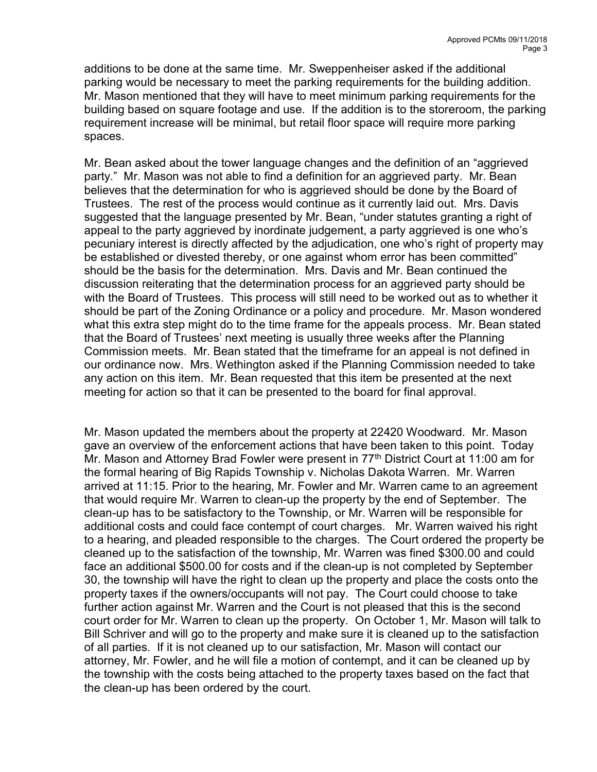additions to be done at the same time. Mr. Sweppenheiser asked if the additional parking would be necessary to meet the parking requirements for the building addition. Mr. Mason mentioned that they will have to meet minimum parking requirements for the building based on square footage and use. If the addition is to the storeroom, the parking requirement increase will be minimal, but retail floor space will require more parking spaces.

Mr. Bean asked about the tower language changes and the definition of an "aggrieved party." Mr. Mason was not able to find a definition for an aggrieved party. Mr. Bean believes that the determination for who is aggrieved should be done by the Board of Trustees. The rest of the process would continue as it currently laid out. Mrs. Davis suggested that the language presented by Mr. Bean, "under statutes granting a right of appeal to the party aggrieved by inordinate judgement, a party aggrieved is one who's pecuniary interest is directly affected by the adjudication, one who's right of property may be established or divested thereby, or one against whom error has been committed" should be the basis for the determination. Mrs. Davis and Mr. Bean continued the discussion reiterating that the determination process for an aggrieved party should be with the Board of Trustees. This process will still need to be worked out as to whether it should be part of the Zoning Ordinance or a policy and procedure. Mr. Mason wondered what this extra step might do to the time frame for the appeals process. Mr. Bean stated that the Board of Trustees' next meeting is usually three weeks after the Planning Commission meets. Mr. Bean stated that the timeframe for an appeal is not defined in our ordinance now. Mrs. Wethington asked if the Planning Commission needed to take any action on this item. Mr. Bean requested that this item be presented at the next meeting for action so that it can be presented to the board for final approval.

Mr. Mason updated the members about the property at 22420 Woodward. Mr. Mason gave an overview of the enforcement actions that have been taken to this point. Today Mr. Mason and Attorney Brad Fowler were present in 77th District Court at 11:00 am for the formal hearing of Big Rapids Township v. Nicholas Dakota Warren. Mr. Warren arrived at 11:15. Prior to the hearing, Mr. Fowler and Mr. Warren came to an agreement that would require Mr. Warren to clean-up the property by the end of September. The clean-up has to be satisfactory to the Township, or Mr. Warren will be responsible for additional costs and could face contempt of court charges. Mr. Warren waived his right to a hearing, and pleaded responsible to the charges. The Court ordered the property be cleaned up to the satisfaction of the township, Mr. Warren was fined $300.00 and could face an additional $500.00 for costs and if the clean-up is not completed by September 30, the township will have the right to clean up the property and place the costs onto the property taxes if the owners/occupants will not pay. The Court could choose to take further action against Mr. Warren and the Court is not pleased that this is the second court order for Mr. Warren to clean up the property. On October 1, Mr. Mason will talk to Bill Schriver and will go to the property and make sure it is cleaned up to the satisfaction of all parties. If it is not cleaned up to our satisfaction, Mr. Mason will contact our attorney, Mr. Fowler, and he will file a motion of contempt, and it can be cleaned up by the township with the costs being attached to the property taxes based on the fact that the clean-up has been ordered by the court.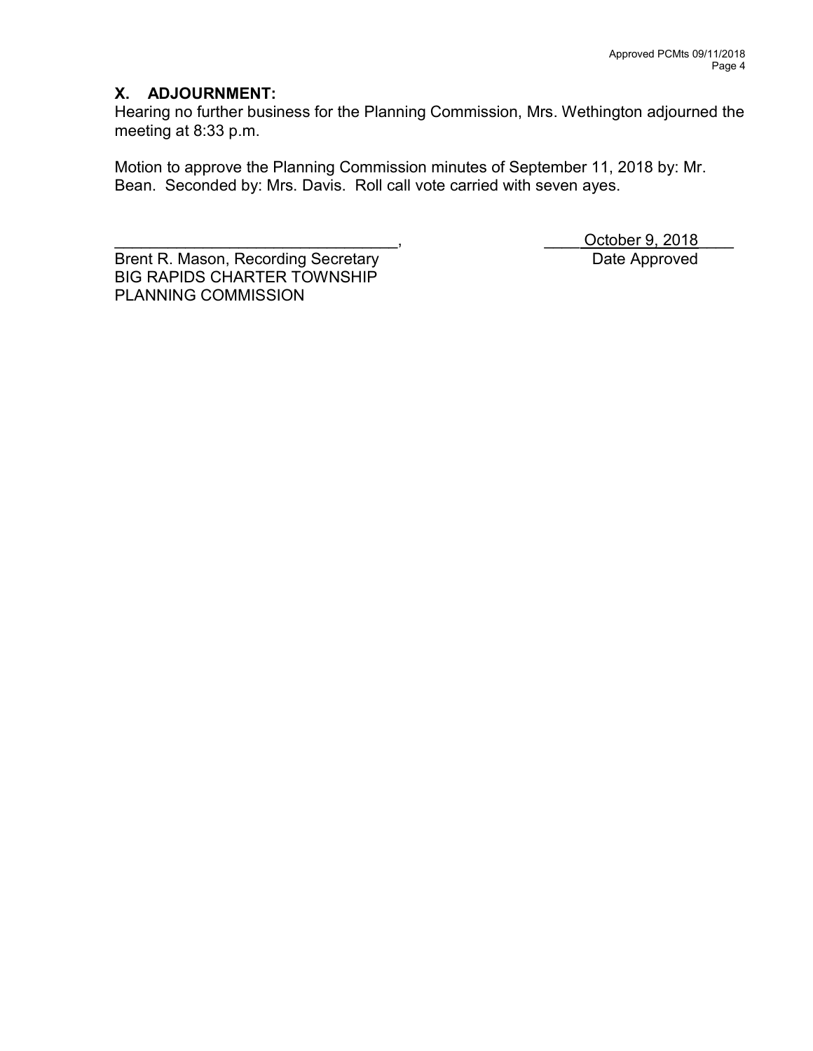## X. ADJOURNMENT:

Hearing no further business for the Planning Commission, Mrs. Wethington adjourned the meeting at 8:33 p.m.

Motion to approve the Planning Commission minutes of September 11, 2018 by: Mr. Bean. Seconded by: Mrs. Davis. Roll call vote carried with seven ayes.

________________________________, October 9, 2018

Brent R. Mason, Recording Secretary Date Approved
BIG RAPIDS CHARTER TOWNSHIP
PLANNING COMMISSION